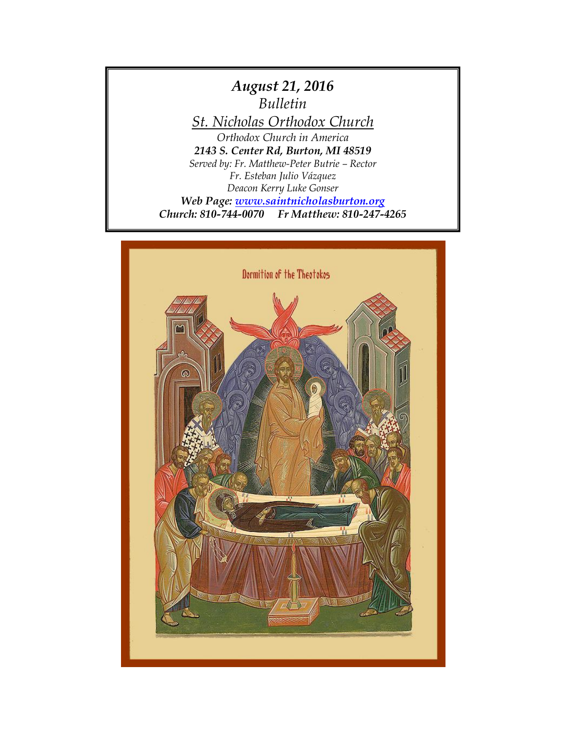***August 21, 2016***

*Bulletin*

St. Nicholas Orthodox Church

*Orthodox Church in America*

***2143 S. Center Rd, Burton, MI 48519***

*Served by: Fr. Matthew-Peter Butrie – Rector*

*Fr. Esteban Julio Vázquez*

*Deacon Kerry Luke Gonser*

***Web Page: [www.saintnicholasburton.org](http://www.saintnicholasburton.org)***

***Church: 810-744-0070     Fr Matthew: 810-247-4265***

Dormition of the Theotokos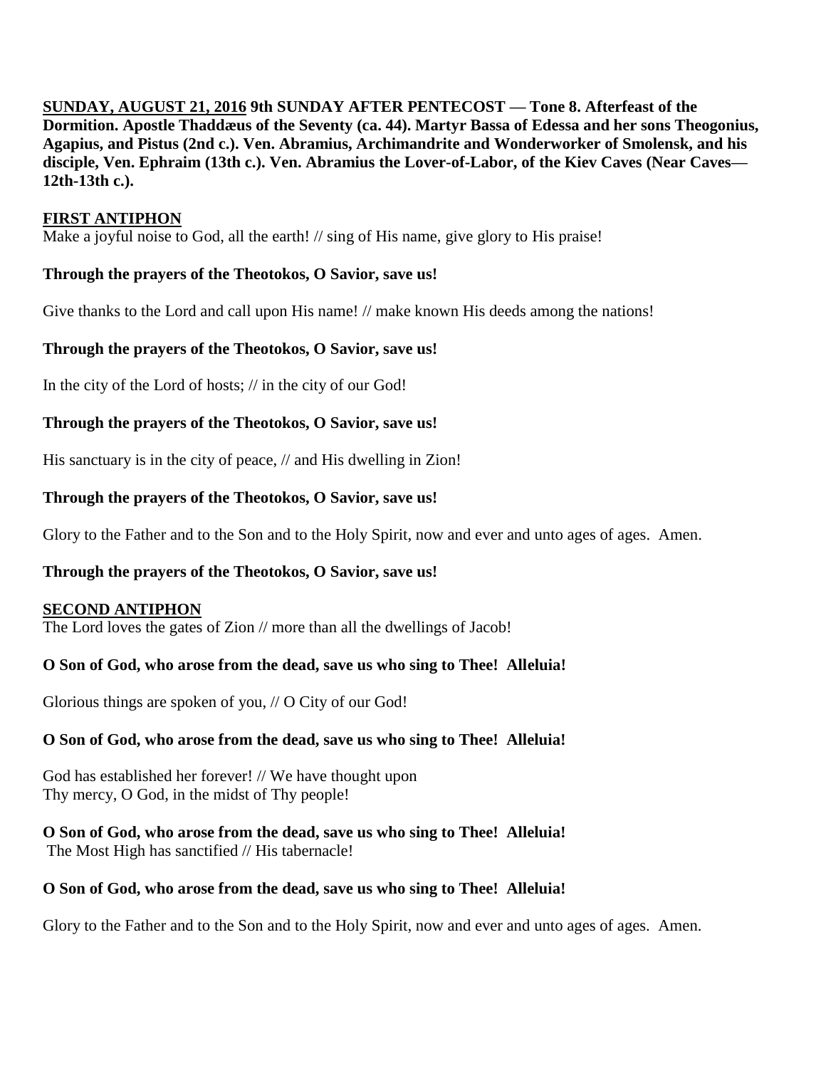**SUNDAY, AUGUST 21, 2016 9th SUNDAY AFTER PENTECOST — Tone 8. Afterfeast of the Dormition. Apostle Thaddæus of the Seventy (ca. 44). Martyr Bassa of Edessa and her sons Theogonius, Agapius, and Pistus (2nd c.). Ven. Abramius, Archimandrite and Wonderworker of Smolensk, and his disciple, Ven. Ephraim (13th c.). Ven. Abramius the Lover-of-Labor, of the Kiev Caves (Near Caves—12th-13th c.).**

## FIRST ANTIPHON

Make a joyful noise to God, all the earth! // sing of His name, give glory to His praise!

**Through the prayers of the Theotokos, O Savior, save us!**

Give thanks to the Lord and call upon His name! // make known His deeds among the nations!

**Through the prayers of the Theotokos, O Savior, save us!**

In the city of the Lord of hosts; // in the city of our God!

**Through the prayers of the Theotokos, O Savior, save us!**

His sanctuary is in the city of peace, // and His dwelling in Zion!

**Through the prayers of the Theotokos, O Savior, save us!**

Glory to the Father and to the Son and to the Holy Spirit, now and ever and unto ages of ages. Amen.

**Through the prayers of the Theotokos, O Savior, save us!**

## SECOND ANTIPHON

The Lord loves the gates of Zion // more than all the dwellings of Jacob!

**O Son of God, who arose from the dead, save us who sing to Thee! Alleluia!**

Glorious things are spoken of you, // O City of our God!

**O Son of God, who arose from the dead, save us who sing to Thee! Alleluia!**

God has established her forever! // We have thought upon
Thy mercy, O God, in the midst of Thy people!

**O Son of God, who arose from the dead, save us who sing to Thee! Alleluia!**
The Most High has sanctified // His tabernacle!

**O Son of God, who arose from the dead, save us who sing to Thee! Alleluia!**

Glory to the Father and to the Son and to the Holy Spirit, now and ever and unto ages of ages. Amen.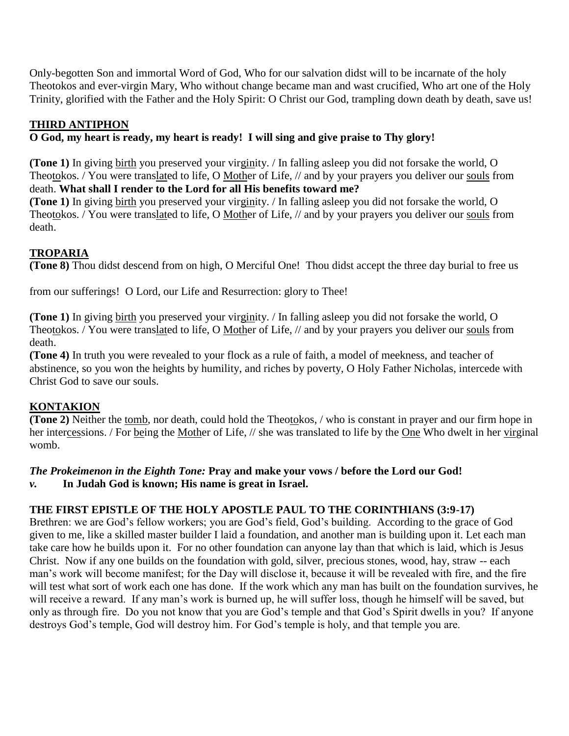Only-begotten Son and immortal Word of God, Who for our salvation didst will to be incarnate of the holy Theotokos and ever-virgin Mary, Who without change became man and wast crucified, Who art one of the Holy Trinity, glorified with the Father and the Holy Spirit: O Christ our God, trampling down death by death, save us!

## THIRD ANTIPHON

**O God, my heart is ready, my heart is ready! I will sing and give praise to Thy glory!**

**(Tone 1)** In giving birth you preserved your virginity. / In falling asleep you did not forsake the world, O Theotokos. / You were translated to life, O Mother of Life, // and by your prayers you deliver our souls from death. **What shall I render to the Lord for all His benefits toward me?**

**(Tone 1)** In giving birth you preserved your virginity. / In falling asleep you did not forsake the world, O Theotokos. / You were translated to life, O Mother of Life, // and by your prayers you deliver our souls from death.

## TROPARIA

**(Tone 8)** Thou didst descend from on high, O Merciful One! Thou didst accept the three day burial to free us from our sufferings! O Lord, our Life and Resurrection: glory to Thee!

**(Tone 1)** In giving birth you preserved your virginity. / In falling asleep you did not forsake the world, O Theotokos. / You were translated to life, O Mother of Life, // and by your prayers you deliver our souls from death.

**(Tone 4)** In truth you were revealed to your flock as a rule of faith, a model of meekness, and teacher of abstinence, so you won the heights by humility, and riches by poverty, O Holy Father Nicholas, intercede with Christ God to save our souls.

## KONTAKION

**(Tone 2)** Neither the tomb, nor death, could hold the Theotokos, / who is constant in prayer and our firm hope in her intercessions. / For being the Mother of Life, // she was translated to life by the One Who dwelt in her virginal womb.

***The Prokeimenon in the Eighth Tone:*** **Pray and make your vows / before the Lord our God!**

***v.*** **In Judah God is known; His name is great in Israel.**

## THE FIRST EPISTLE OF THE HOLY APOSTLE PAUL TO THE CORINTHIANS (3:9-17)

Brethren: we are God's fellow workers; you are God's field, God's building. According to the grace of God given to me, like a skilled master builder I laid a foundation, and another man is building upon it. Let each man take care how he builds upon it. For no other foundation can anyone lay than that which is laid, which is Jesus Christ. Now if any one builds on the foundation with gold, silver, precious stones, wood, hay, straw -- each man's work will become manifest; for the Day will disclose it, because it will be revealed with fire, and the fire will test what sort of work each one has done. If the work which any man has built on the foundation survives, he will receive a reward. If any man's work is burned up, he will suffer loss, though he himself will be saved, but only as through fire. Do you not know that you are God's temple and that God's Spirit dwells in you? If anyone destroys God's temple, God will destroy him. For God's temple is holy, and that temple you are.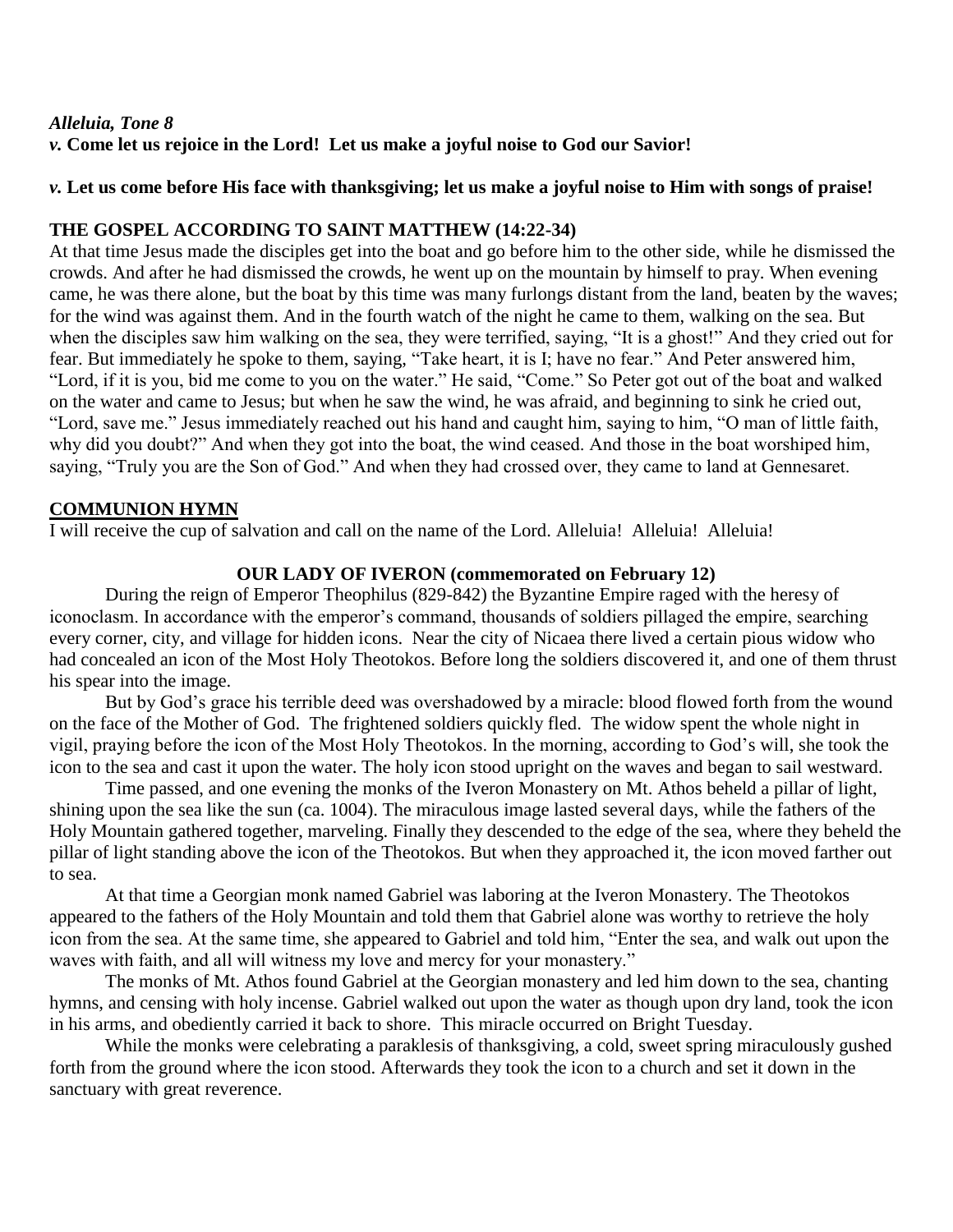***Alleluia, Tone 8***
***v.* Come let us rejoice in the Lord! Let us make a joyful noise to God our Savior!**

***v.* Let us come before His face with thanksgiving; let us make a joyful noise to Him with songs of praise!**

**THE GOSPEL ACCORDING TO SAINT MATTHEW (14:22-34)**

At that time Jesus made the disciples get into the boat and go before him to the other side, while he dismissed the crowds. And after he had dismissed the crowds, he went up on the mountain by himself to pray. When evening came, he was there alone, but the boat by this time was many furlongs distant from the land, beaten by the waves; for the wind was against them. And in the fourth watch of the night he came to them, walking on the sea. But when the disciples saw him walking on the sea, they were terrified, saying, "It is a ghost!" And they cried out for fear. But immediately he spoke to them, saying, "Take heart, it is I; have no fear." And Peter answered him, "Lord, if it is you, bid me come to you on the water." He said, "Come." So Peter got out of the boat and walked on the water and came to Jesus; but when he saw the wind, he was afraid, and beginning to sink he cried out, "Lord, save me." Jesus immediately reached out his hand and caught him, saying to him, "O man of little faith, why did you doubt?" And when they got into the boat, the wind ceased. And those in the boat worshiped him, saying, "Truly you are the Son of God." And when they had crossed over, they came to land at Gennesaret.

**COMMUNION HYMN**

I will receive the cup of salvation and call on the name of the Lord. Alleluia! Alleluia! Alleluia!

**OUR LADY OF IVERON (commemorated on February 12)**

During the reign of Emperor Theophilus (829-842) the Byzantine Empire raged with the heresy of iconoclasm. In accordance with the emperor's command, thousands of soldiers pillaged the empire, searching every corner, city, and village for hidden icons. Near the city of Nicaea there lived a certain pious widow who had concealed an icon of the Most Holy Theotokos. Before long the soldiers discovered it, and one of them thrust his spear into the image.

But by God's grace his terrible deed was overshadowed by a miracle: blood flowed forth from the wound on the face of the Mother of God. The frightened soldiers quickly fled. The widow spent the whole night in vigil, praying before the icon of the Most Holy Theotokos. In the morning, according to God's will, she took the icon to the sea and cast it upon the water. The holy icon stood upright on the waves and began to sail westward.

Time passed, and one evening the monks of the Iveron Monastery on Mt. Athos beheld a pillar of light, shining upon the sea like the sun (ca. 1004). The miraculous image lasted several days, while the fathers of the Holy Mountain gathered together, marveling. Finally they descended to the edge of the sea, where they beheld the pillar of light standing above the icon of the Theotokos. But when they approached it, the icon moved farther out to sea.

At that time a Georgian monk named Gabriel was laboring at the Iveron Monastery. The Theotokos appeared to the fathers of the Holy Mountain and told them that Gabriel alone was worthy to retrieve the holy icon from the sea. At the same time, she appeared to Gabriel and told him, "Enter the sea, and walk out upon the waves with faith, and all will witness my love and mercy for your monastery."

The monks of Mt. Athos found Gabriel at the Georgian monastery and led him down to the sea, chanting hymns, and censing with holy incense. Gabriel walked out upon the water as though upon dry land, took the icon in his arms, and obediently carried it back to shore. This miracle occurred on Bright Tuesday.

While the monks were celebrating a paraklesis of thanksgiving, a cold, sweet spring miraculously gushed forth from the ground where the icon stood. Afterwards they took the icon to a church and set it down in the sanctuary with great reverence.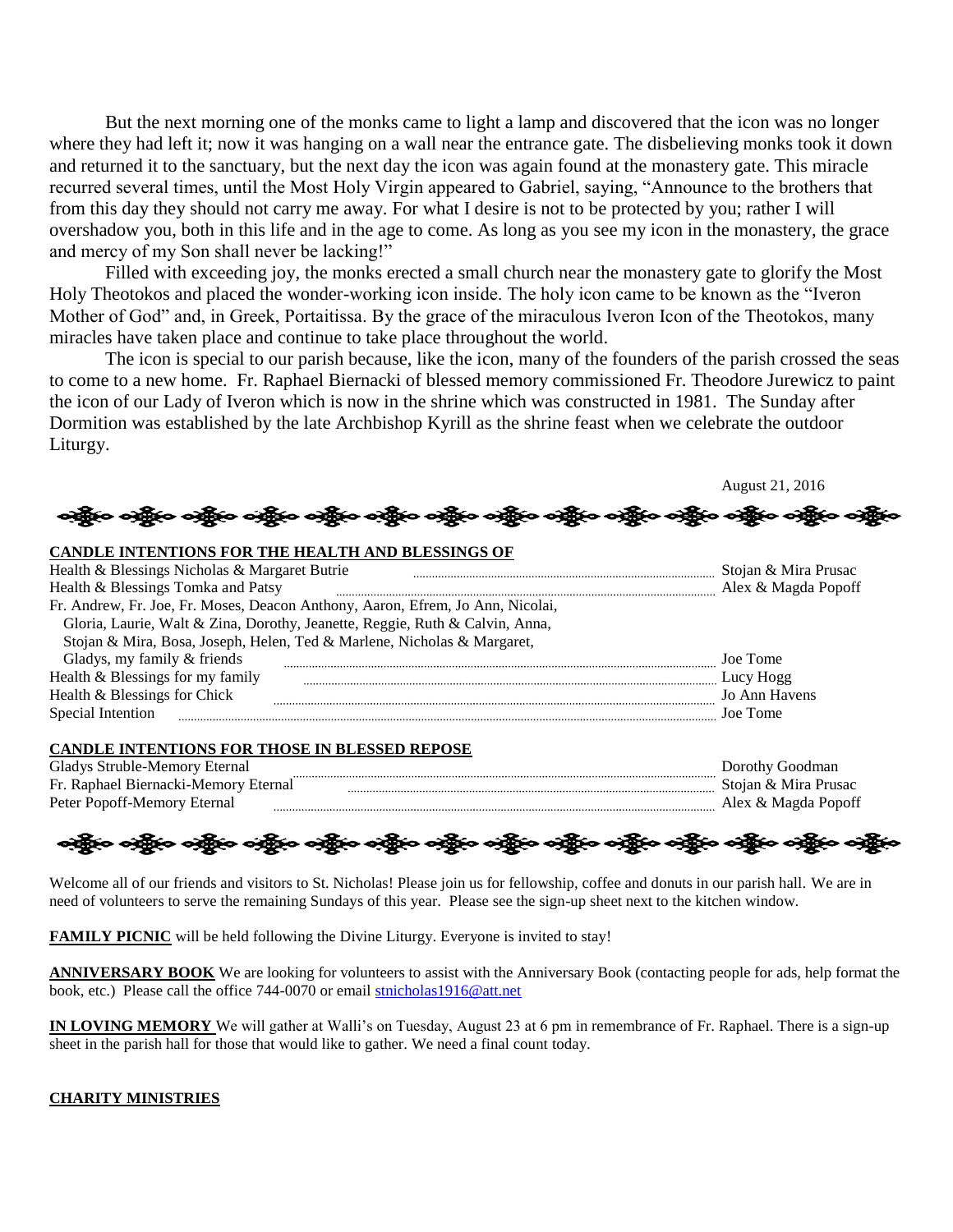But the next morning one of the monks came to light a lamp and discovered that the icon was no longer where they had left it; now it was hanging on a wall near the entrance gate. The disbelieving monks took it down and returned it to the sanctuary, but the next day the icon was again found at the monastery gate. This miracle recurred several times, until the Most Holy Virgin appeared to Gabriel, saying, "Announce to the brothers that from this day they should not carry me away. For what I desire is not to be protected by you; rather I will overshadow you, both in this life and in the age to come. As long as you see my icon in the monastery, the grace and mercy of my Son shall never be lacking!"

Filled with exceeding joy, the monks erected a small church near the monastery gate to glorify the Most Holy Theotokos and placed the wonder-working icon inside. The holy icon came to be known as the "Iveron Mother of God" and, in Greek, Portaitissa. By the grace of the miraculous Iveron Icon of the Theotokos, many miracles have taken place and continue to take place throughout the world.

The icon is special to our parish because, like the icon, many of the founders of the parish crossed the seas to come to a new home. Fr. Raphael Biernacki of blessed memory commissioned Fr. Theodore Jurewicz to paint the icon of our Lady of Iveron which is now in the shrine which was constructed in 1981. The Sunday after Dormition was established by the late Archbishop Kyrill as the shrine feast when we celebrate the outdoor Liturgy.

August 21, 2016

**CANDLE INTENTIONS FOR THE HEALTH AND BLESSINGS OF**

| | |
|---|---|
| Health & Blessings Nicholas & Margaret Butrie | Stojan & Mira Prusac |
| Health & Blessings Tomka and Patsy | Alex & Magda Popoff |
| Fr. Andrew, Fr. Joe, Fr. Moses, Deacon Anthony, Aaron, Efrem, Jo Ann, Nicolai, Gloria, Laurie, Walt & Zina, Dorothy, Jeanette, Reggie, Ruth & Calvin, Anna, Stojan & Mira, Bosa, Joseph, Helen, Ted & Marlene, Nicholas & Margaret, Gladys, my family & friends | Joe Tome |
| Health & Blessings for my family | Lucy Hogg |
| Health & Blessings for Chick | Jo Ann Havens |
| Special Intention | Joe Tome |

**CANDLE INTENTIONS FOR THOSE IN BLESSED REPOSE**

| | |
|---|---|
| Gladys Struble-Memory Eternal | Dorothy Goodman |
| Fr. Raphael Biernacki-Memory Eternal | Stojan & Mira Prusac |
| Peter Popoff-Memory Eternal | Alex & Magda Popoff |

Welcome all of our friends and visitors to St. Nicholas! Please join us for fellowship, coffee and donuts in our parish hall. We are in need of volunteers to serve the remaining Sundays of this year. Please see the sign-up sheet next to the kitchen window.

**FAMILY PICNIC** will be held following the Divine Liturgy. Everyone is invited to stay!

**ANNIVERSARY BOOK** We are looking for volunteers to assist with the Anniversary Book (contacting people for ads, help format the book, etc.) Please call the office 744-0070 or email stnicholas1916@att.net

**IN LOVING MEMORY** We will gather at Walli's on Tuesday, August 23 at 6 pm in remembrance of Fr. Raphael. There is a sign-up sheet in the parish hall for those that would like to gather. We need a final count today.

**CHARITY MINISTRIES**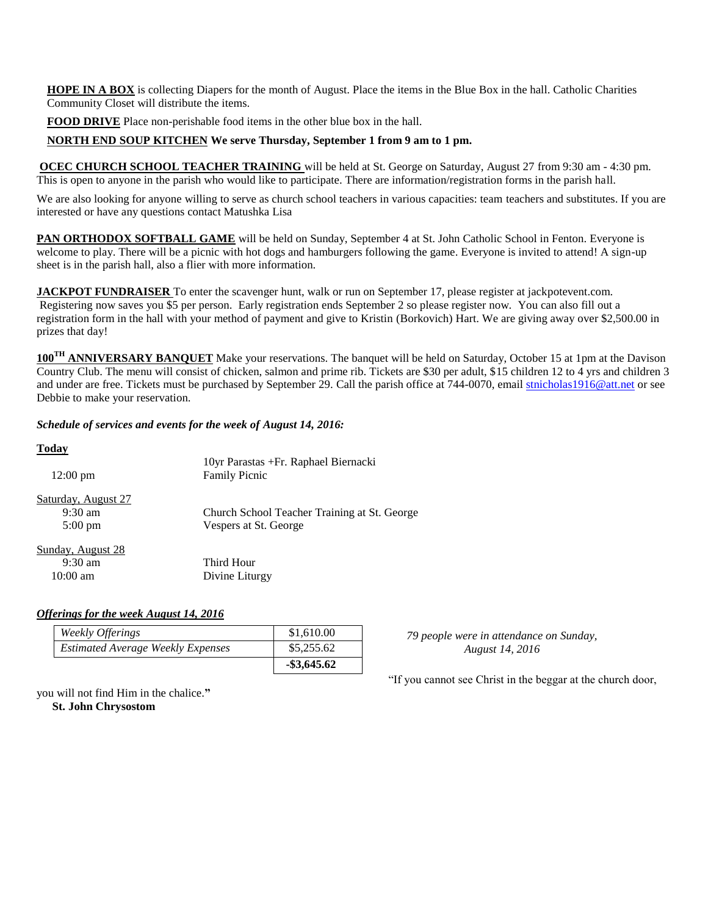**HOPE IN A BOX** is collecting Diapers for the month of August. Place the items in the Blue Box in the hall. Catholic Charities Community Closet will distribute the items.

**FOOD DRIVE** Place non-perishable food items in the other blue box in the hall.

**NORTH END SOUP KITCHEN We serve Thursday, September 1 from 9 am to 1 pm.**

**OCEC CHURCH SCHOOL TEACHER TRAINING** will be held at St. George on Saturday, August 27 from 9:30 am - 4:30 pm. This is open to anyone in the parish who would like to participate. There are information/registration forms in the parish hall.

We are also looking for anyone willing to serve as church school teachers in various capacities: team teachers and substitutes. If you are interested or have any questions contact Matushka Lisa

**PAN ORTHODOX SOFTBALL GAME** will be held on Sunday, September 4 at St. John Catholic School in Fenton. Everyone is welcome to play. There will be a picnic with hot dogs and hamburgers following the game. Everyone is invited to attend! A sign-up sheet is in the parish hall, also a flier with more information.

**JACKPOT FUNDRAISER** To enter the scavenger hunt, walk or run on September 17, please register at jackpotevent.com. Registering now saves you $5 per person. Early registration ends September 2 so please register now. You can also fill out a registration form in the hall with your method of payment and give to Kristin (Borkovich) Hart. We are giving away over $2,500.00 in prizes that day!

**100TH ANNIVERSARY BANQUET** Make your reservations. The banquet will be held on Saturday, October 15 at 1pm at the Davison Country Club. The menu will consist of chicken, salmon and prime rib. Tickets are $30 per adult, $15 children 12 to 4 yrs and children 3 and under are free. Tickets must be purchased by September 29. Call the parish office at 744-0070, email stnicholas1916@att.net or see Debbie to make your reservation.

***Schedule of services and events for the week of August 14, 2016:***

**Today**

| | |
|---|---|
| | 10yr Parastas +Fr. Raphael Biernacki |
| 12:00 pm | Family Picnic |

Saturday, August 27

| | |
|---|---|
| 9:30 am | Church School Teacher Training at St. George |
| 5:00 pm | Vespers at St. George |

Sunday, August 28

| | |
|---|---|
| 9:30 am | Third Hour |
| 10:00 am | Divine Liturgy |

***Offerings for the week August 14, 2016***

| | |
|---|---|
| *Weekly Offerings* | $1,610.00 |
| *Estimated Average Weekly Expenses* | $5,255.62 |
| | **-$3,645.62** |

*79 people were in attendance on Sunday, August 14, 2016*

"If you cannot see Christ in the beggar at the church door, you will not find Him in the chalice."

**St. John Chrysostom**